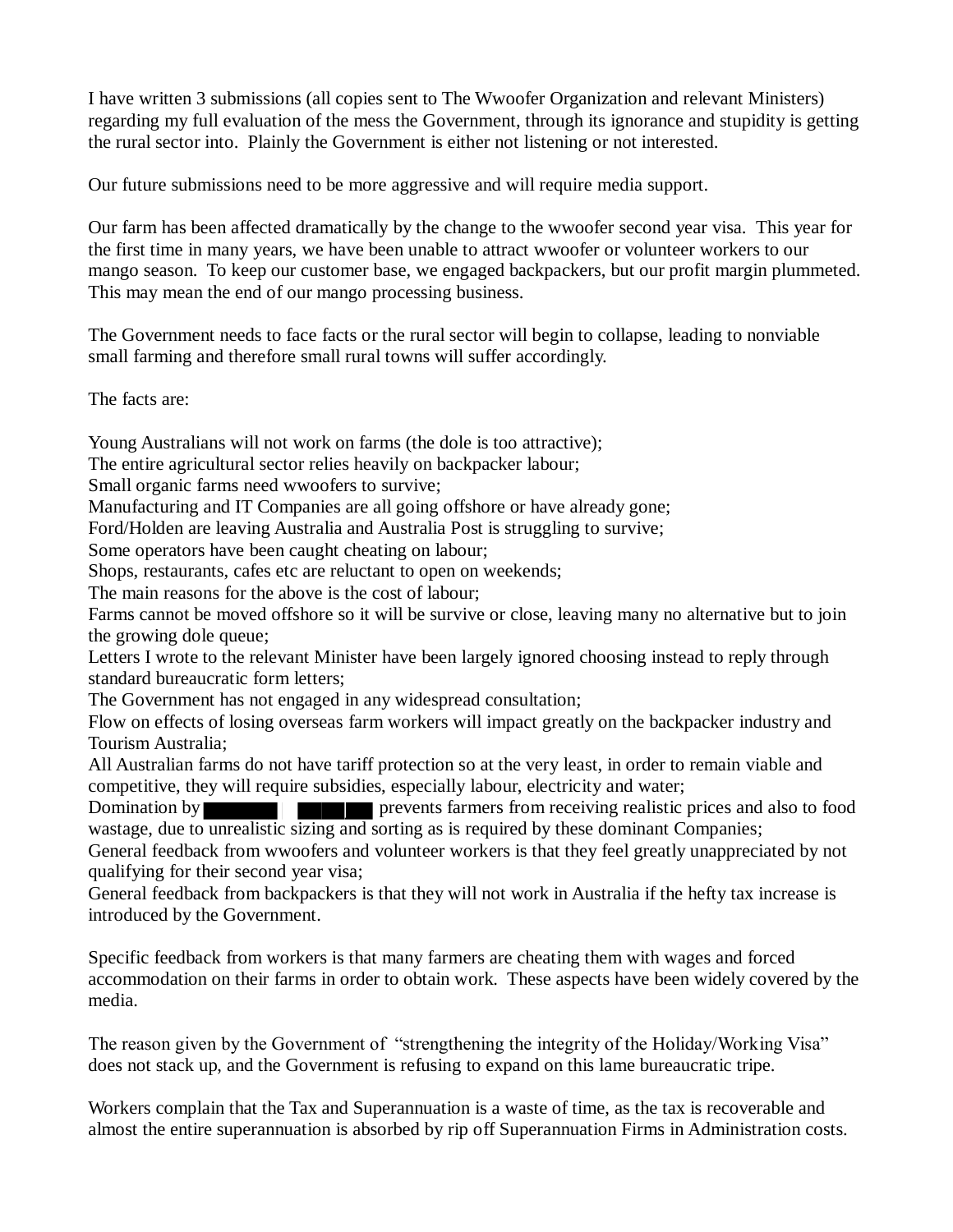I have written 3 submissions (all copies sent to The Wwoofer Organization and relevant Ministers) regarding my full evaluation of the mess the Government, through its ignorance and stupidity is getting the rural sector into. Plainly the Government is either not listening or not interested.

Our future submissions need to be more aggressive and will require media support.

Our farm has been affected dramatically by the change to the wwoofer second year visa. This year for the first time in many years, we have been unable to attract wwoofer or volunteer workers to our mango season. To keep our customer base, we engaged backpackers, but our profit margin plummeted. This may mean the end of our mango processing business.

The Government needs to face facts or the rural sector will begin to collapse, leading to nonviable small farming and therefore small rural towns will suffer accordingly.

The facts are:

Young Australians will not work on farms (the dole is too attractive);
The entire agricultural sector relies heavily on backpacker labour;
Small organic farms need wwoofers to survive;
Manufacturing and IT Companies are all going offshore or have already gone;
Ford/Holden are leaving Australia and Australia Post is struggling to survive;
Some operators have been caught cheating on labour;
Shops, restaurants, cafes etc are reluctant to open on weekends;
The main reasons for the above is the cost of labour;
Farms cannot be moved offshore so it will be survive or close, leaving many no alternative but to join the growing dole queue;
Letters I wrote to the relevant Minister have been largely ignored choosing instead to reply through standard bureaucratic form letters;
The Government has not engaged in any widespread consultation;
Flow on effects of losing overseas farm workers will impact greatly on the backpacker industry and Tourism Australia;
All Australian farms do not have tariff protection so at the very least, in order to remain viable and competitive, they will require subsidies, especially labour, electricity and water;
Domination by [REDACTED] [REDACTED] prevents farmers from receiving realistic prices and also to food wastage, due to unrealistic sizing and sorting as is required by these dominant Companies;
General feedback from wwoofers and volunteer workers is that they feel greatly unappreciated by not qualifying for their second year visa;
General feedback from backpackers is that they will not work in Australia if the hefty tax increase is introduced by the Government.

Specific feedback from workers is that many farmers are cheating them with wages and forced accommodation on their farms in order to obtain work. These aspects have been widely covered by the media.

The reason given by the Government of "strengthening the integrity of the Holiday/Working Visa" does not stack up, and the Government is refusing to expand on this lame bureaucratic tripe.

Workers complain that the Tax and Superannuation is a waste of time, as the tax is recoverable and almost the entire superannuation is absorbed by rip off Superannuation Firms in Administration costs.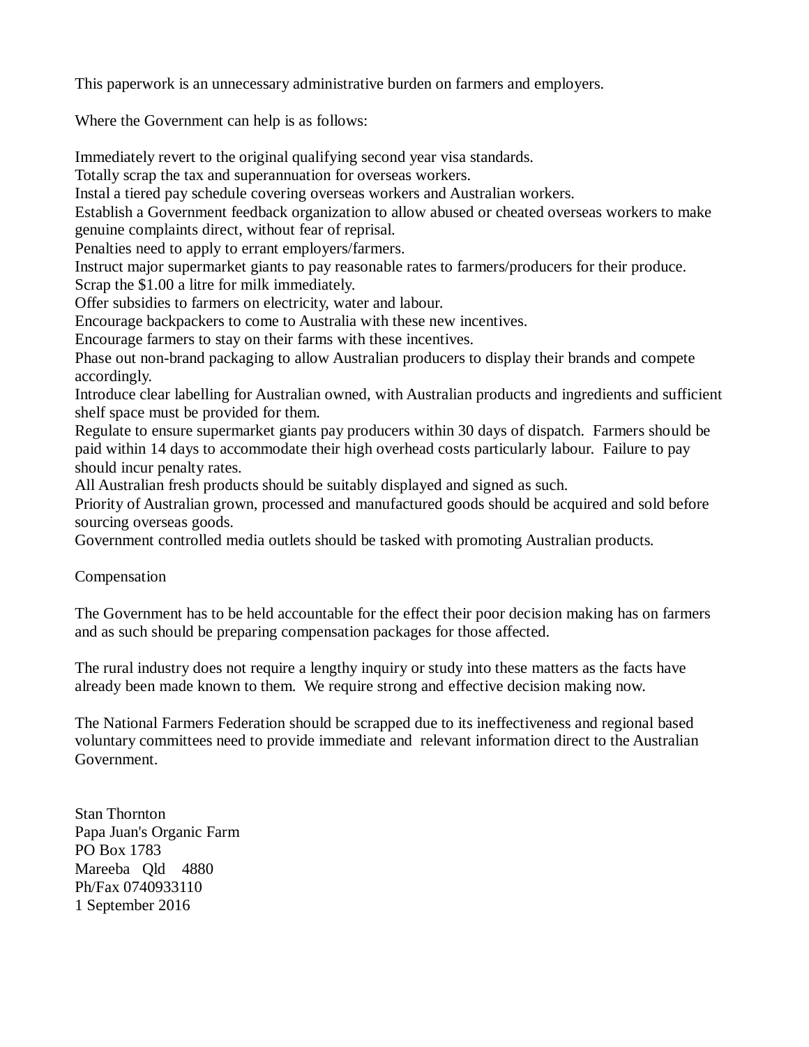This paperwork is an unnecessary administrative burden on farmers and employers.

Where the Government can help is as follows:

Immediately revert to the original qualifying second year visa standards.
Totally scrap the tax and superannuation for overseas workers.
Instal a tiered pay schedule covering overseas workers and Australian workers.
Establish a Government feedback organization to allow abused or cheated overseas workers to make genuine complaints direct, without fear of reprisal.
Penalties need to apply to errant employers/farmers.
Instruct major supermarket giants to pay reasonable rates to farmers/producers for their produce.
Scrap the $1.00 a litre for milk immediately.
Offer subsidies to farmers on electricity, water and labour.
Encourage backpackers to come to Australia with these new incentives.
Encourage farmers to stay on their farms with these incentives.
Phase out non-brand packaging to allow Australian producers to display their brands and compete accordingly.
Introduce clear labelling for Australian owned, with Australian products and ingredients and sufficient shelf space must be provided for them.
Regulate to ensure supermarket giants pay producers within 30 days of dispatch. Farmers should be paid within 14 days to accommodate their high overhead costs particularly labour. Failure to pay should incur penalty rates.
All Australian fresh products should be suitably displayed and signed as such.
Priority of Australian grown, processed and manufactured goods should be acquired and sold before sourcing overseas goods.
Government controlled media outlets should be tasked with promoting Australian products.

Compensation

The Government has to be held accountable for the effect their poor decision making has on farmers and as such should be preparing compensation packages for those affected.

The rural industry does not require a lengthy inquiry or study into these matters as the facts have already been made known to them. We require strong and effective decision making now.

The National Farmers Federation should be scrapped due to its ineffectiveness and regional based voluntary committees need to provide immediate and relevant information direct to the Australian Government.

Stan Thornton
Papa Juan's Organic Farm
PO Box 1783
Mareeba Qld 4880
Ph/Fax 0740933110
1 September 2016